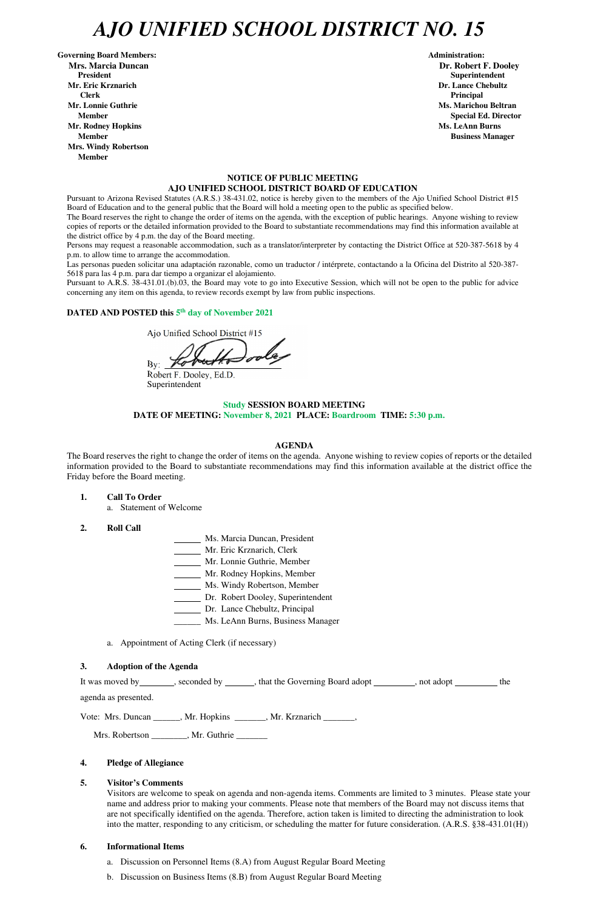# AJO UNIFIED SCHOOL DISTRICT NO. 15

**Governing Board Members:**
**Mrs. Marcia Duncan**
**President**
**Mr. Eric Krznarich**
**Clerk**
**Mr. Lonnie Guthrie**
**Member**
**Mr. Rodney Hopkins**
**Member**
**Mrs. Windy Robertson**
**Member**

**Administration:**
**Dr. Robert F. Dooley**
**Superintendent**
**Dr. Lance Chebultz**
**Principal**
**Ms. Marichou Beltran**
**Special Ed. Director**
**Ms. LeAnn Burns**
**Business Manager**

**NOTICE OF PUBLIC MEETING**
**AJO UNIFIED SCHOOL DISTRICT BOARD OF EDUCATION**

Pursuant to Arizona Revised Statutes (A.R.S.) 38-431.02, notice is hereby given to the members of the Ajo Unified School District #15 Board of Education and to the general public that the Board will hold a meeting open to the public as specified below.

The Board reserves the right to change the order of items on the agenda, with the exception of public hearings. Anyone wishing to review copies of reports or the detailed information provided to the Board to substantiate recommendations may find this information available at the district office by 4 p.m. the day of the Board meeting.

Persons may request a reasonable accommodation, such as a translator/interpreter by contacting the District Office at 520-387-5618 by 4 p.m. to allow time to arrange the accommodation.

Las personas pueden solicitar una adaptación razonable, como un traductor / intérprete, contactando a la Oficina del Distrito al 520-387-5618 para las 4 p.m. para dar tiempo a organizar el alojamiento.

Pursuant to A.R.S. 38-431.01.(b).03, the Board may vote to go into Executive Session, which will not be open to the public for advice concerning any item on this agenda, to review records exempt by law from public inspections.

**DATED AND POSTED this 5th day of November 2021**

Ajo Unified School District #15

By: [signature]
Robert F. Dooley, Ed.D.
Superintendent

**Study SESSION BOARD MEETING**
**DATE OF MEETING: November 8, 2021 PLACE: Boardroom TIME: 5:30 p.m.**

**AGENDA**

The Board reserves the right to change the order of items on the agenda. Anyone wishing to review copies of reports or the detailed information provided to the Board to substantiate recommendations may find this information available at the district office the Friday before the Board meeting.

**1. Call To Order**

a. Statement of Welcome

**2. Roll Call**

_____ Ms. Marcia Duncan, President
_____ Mr. Eric Krznarich, Clerk
_____ Mr. Lonnie Guthrie, Member
_____ Mr. Rodney Hopkins, Member
_____ Ms. Windy Robertson, Member
_____ Dr. Robert Dooley, Superintendent
_____ Dr. Lance Chebultz, Principal
_____ Ms. LeAnn Burns, Business Manager

a. Appointment of Acting Clerk (if necessary)

**3. Adoption of the Agenda**

It was moved by_______, seconded by ______, that the Governing Board adopt _________, not adopt _________ the agenda as presented.

Vote: Mrs. Duncan ______, Mr. Hopkins _______, Mr. Krznarich _______,

Mrs. Robertson ________, Mr. Guthrie _______

**4. Pledge of Allegiance**

**5. Visitor's Comments**

Visitors are welcome to speak on agenda and non-agenda items. Comments are limited to 3 minutes. Please state your name and address prior to making your comments. Please note that members of the Board may not discuss items that are not specifically identified on the agenda. Therefore, action taken is limited to directing the administration to look into the matter, responding to any criticism, or scheduling the matter for future consideration. (A.R.S. §38-431.01(H))

**6. Informational Items**

a. Discussion on Personnel Items (8.A) from August Regular Board Meeting

b. Discussion on Business Items (8.B) from August Regular Board Meeting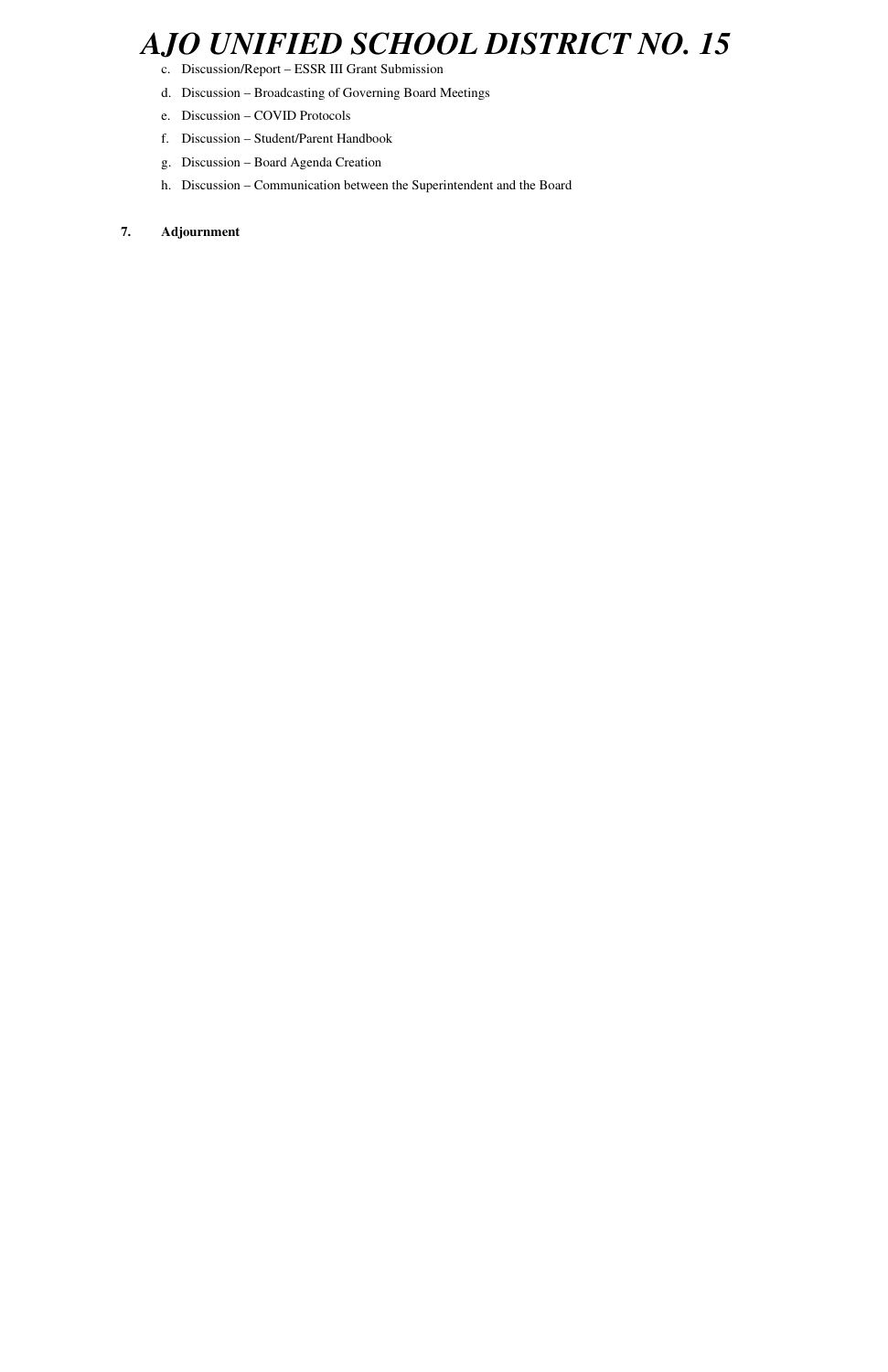c. Discussion/Report – ESSR III Grant Submission

d. Discussion – Broadcasting of Governing Board Meetings

e. Discussion – COVID Protocols

f. Discussion – Student/Parent Handbook

g. Discussion – Board Agenda Creation

h. Discussion – Communication between the Superintendent and the Board

**7. Adjournment**